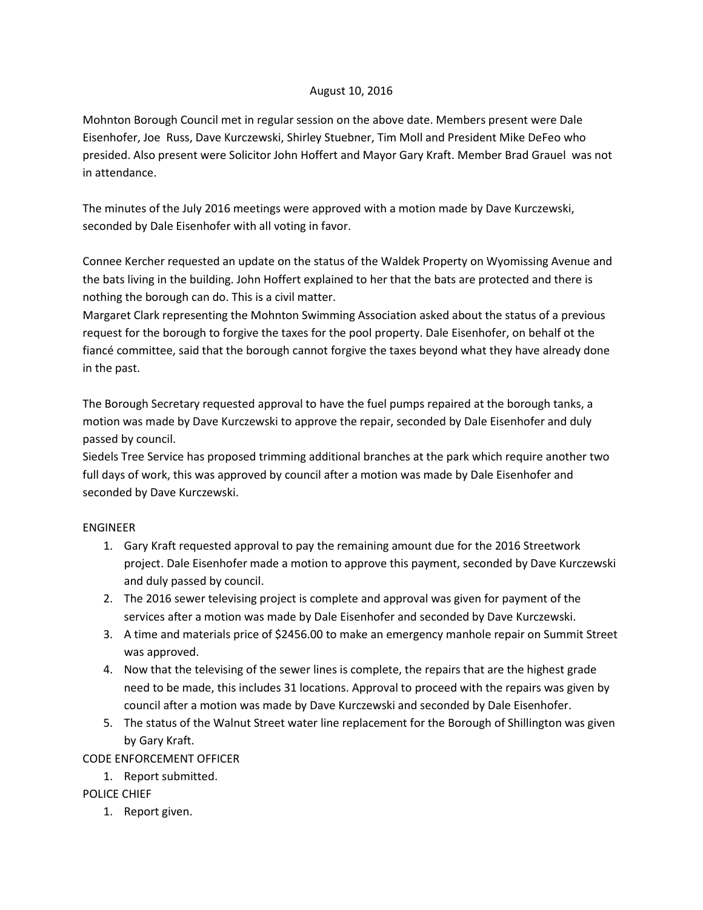August 10, 2016

Mohnton Borough Council met in regular session on the above date. Members present were Dale Eisenhofer, Joe Russ, Dave Kurczewski, Shirley Stuebner, Tim Moll and President Mike DeFeo who presided. Also present were Solicitor John Hoffert and Mayor Gary Kraft. Member Brad Grauel was not in attendance.

The minutes of the July 2016 meetings were approved with a motion made by Dave Kurczewski, seconded by Dale Eisenhofer with all voting in favor.

Connee Kercher requested an update on the status of the Waldek Property on Wyomissing Avenue and the bats living in the building. John Hoffert explained to her that the bats are protected and there is nothing the borough can do. This is a civil matter.
Margaret Clark representing the Mohnton Swimming Association asked about the status of a previous request for the borough to forgive the taxes for the pool property. Dale Eisenhofer, on behalf ot the fiancé committee, said that the borough cannot forgive the taxes beyond what they have already done in the past.

The Borough Secretary requested approval to have the fuel pumps repaired at the borough tanks, a motion was made by Dave Kurczewski to approve the repair, seconded by Dale Eisenhofer and duly passed by council.
Siedels Tree Service has proposed trimming additional branches at the park which require another two full days of work, this was approved by council after a motion was made by Dale Eisenhofer and seconded by Dave Kurczewski.

ENGINEER

1. Gary Kraft requested approval to pay the remaining amount due for the 2016 Streetwork project. Dale Eisenhofer made a motion to approve this payment, seconded by Dave Kurczewski and duly passed by council.
2. The 2016 sewer televising project is complete and approval was given for payment of the services after a motion was made by Dale Eisenhofer and seconded by Dave Kurczewski.
3. A time and materials price of $2456.00 to make an emergency manhole repair on Summit Street was approved.
4. Now that the televising of the sewer lines is complete, the repairs that are the highest grade need to be made, this includes 31 locations. Approval to proceed with the repairs was given by council after a motion was made by Dave Kurczewski and seconded by Dale Eisenhofer.
5. The status of the Walnut Street water line replacement for the Borough of Shillington was given by Gary Kraft.

CODE ENFORCEMENT OFFICER

1. Report submitted.

POLICE CHIEF

1. Report given.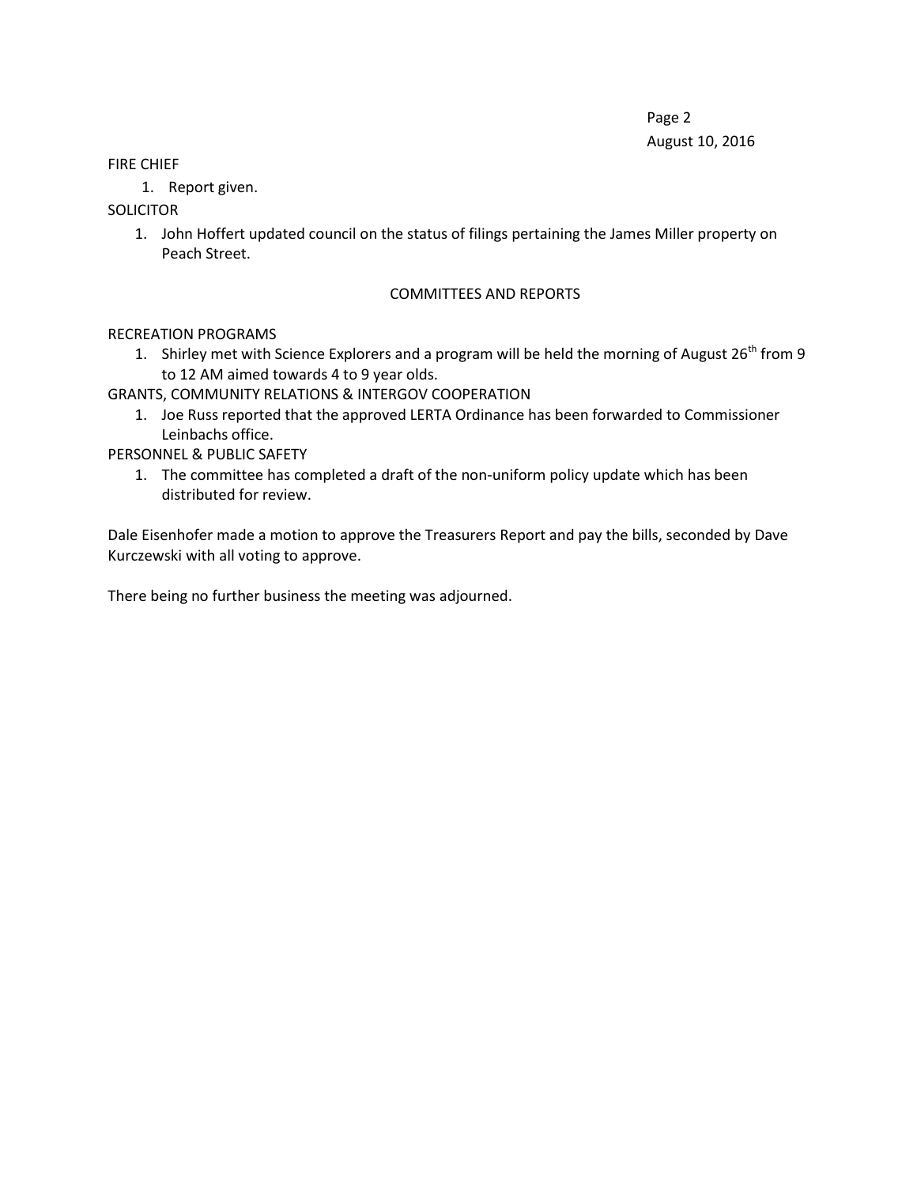FIRE CHIEF

1. Report given.

SOLICITOR

1. John Hoffert updated council on the status of filings pertaining the James Miller property on Peach Street.

## COMMITTEES AND REPORTS

RECREATION PROGRAMS

1. Shirley met with Science Explorers and a program will be held the morning of August 26th from 9 to 12 AM aimed towards 4 to 9 year olds.

GRANTS, COMMUNITY RELATIONS & INTERGOV COOPERATION

1. Joe Russ reported that the approved LERTA Ordinance has been forwarded to Commissioner Leinbachs office.

PERSONNEL & PUBLIC SAFETY

1. The committee has completed a draft of the non-uniform policy update which has been distributed for review.

Dale Eisenhofer made a motion to approve the Treasurers Report and pay the bills, seconded by Dave Kurczewski with all voting to approve.

There being no further business the meeting was adjourned.